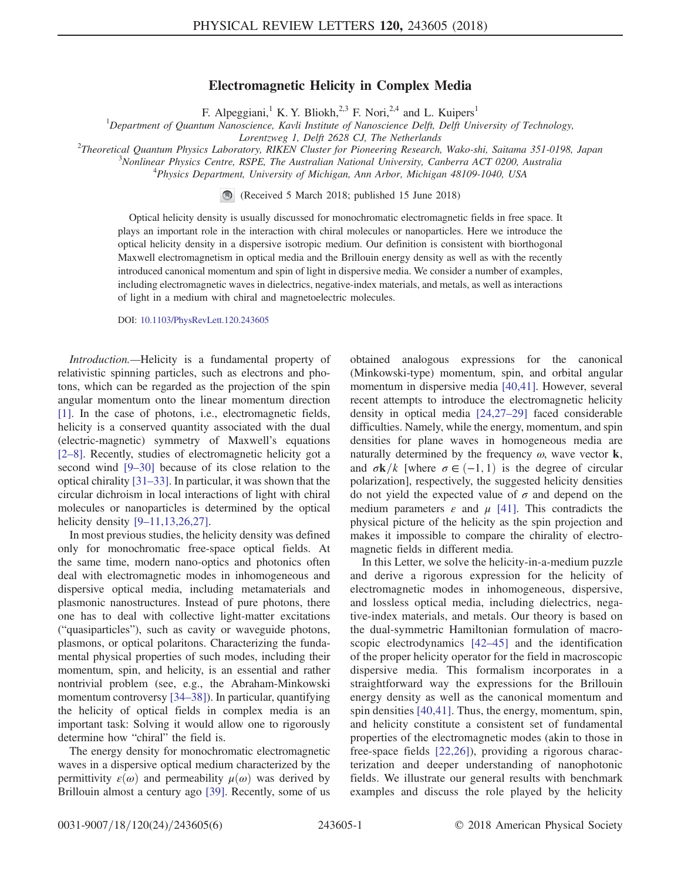# Electromagnetic Helicity in Complex Media

F. Alpeggiani,[1] K. Y. Bliokh,[2,3] F. Nori,[2,4] and L. Kuipers[1]

[1]Department of Quantum Nanoscience, Kavli Institute of Nanoscience Delft, Delft University of Technology, Lorentzweg 1, Delft 2628 CJ, The Netherlands

[2]Theoretical Quantum Physics Laboratory, RIKEN Cluster for Pioneering Research, Wako-shi, Saitama 351-0198, Japan

[3]Nonlinear Physics Centre, RSPE, The Australian National University, Canberra ACT 0200, Australia

[4]Physics Department, University of Michigan, Ann Arbor, Michigan 48109-1040, USA

(Received 5 March 2018; published 15 June 2018)

Optical helicity density is usually discussed for monochromatic electromagnetic fields in free space. It plays an important role in the interaction with chiral molecules or nanoparticles. Here we introduce the optical helicity density in a dispersive isotropic medium. Our definition is consistent with biorthogonal Maxwell electromagnetism in optical media and the Brillouin energy density as well as with the recently introduced canonical momentum and spin of light in dispersive media. We consider a number of examples, including electromagnetic waves in dielectrics, negative-index materials, and metals, as well as interactions of light in a medium with chiral and magnetoelectric molecules.

DOI: 10.1103/PhysRevLett.120.243605

*Introduction.*—Helicity is a fundamental property of relativistic spinning particles, such as electrons and photons, which can be regarded as the projection of the spin angular momentum onto the linear momentum direction [1]. In the case of photons, i.e., electromagnetic fields, helicity is a conserved quantity associated with the dual (electric-magnetic) symmetry of Maxwell's equations [2–8]. Recently, studies of electromagnetic helicity got a second wind [9–30] because of its close relation to the optical chirality [31–33]. In particular, it was shown that the circular dichroism in local interactions of light with chiral molecules or nanoparticles is determined by the optical helicity density [9–11,13,26,27].

In most previous studies, the helicity density was defined only for monochromatic free-space optical fields. At the same time, modern nano-optics and photonics often deal with electromagnetic modes in inhomogeneous and dispersive optical media, including metamaterials and plasmonic nanostructures. Instead of pure photons, there one has to deal with collective light-matter excitations ("quasiparticles"), such as cavity or waveguide photons, plasmons, or optical polaritons. Characterizing the fundamental physical properties of such modes, including their momentum, spin, and helicity, is an essential and rather nontrivial problem (see, e.g., the Abraham-Minkowski momentum controversy [34–38]). In particular, quantifying the helicity of optical fields in complex media is an important task: Solving it would allow one to rigorously determine how "chiral" the field is.

The energy density for monochromatic electromagnetic waves in a dispersive optical medium characterized by the permittivity $\varepsilon(\omega)$ and permeability $\mu(\omega)$ was derived by Brillouin almost a century ago [39]. Recently, some of us obtained analogous expressions for the canonical (Minkowski-type) momentum, spin, and orbital angular momentum in dispersive media [40,41]. However, several recent attempts to introduce the electromagnetic helicity density in optical media [24,27–29] faced considerable difficulties. Namely, while the energy, momentum, and spin densities for plane waves in homogeneous media are naturally determined by the frequency $\omega$, wave vector $\mathbf{k}$, and $\sigma\mathbf{k}/k$ [where $\sigma \in (-1, 1)$ is the degree of circular polarization], respectively, the suggested helicity densities do not yield the expected value of $\sigma$ and depend on the medium parameters $\varepsilon$ and $\mu$ [41]. This contradicts the physical picture of the helicity as the spin projection and makes it impossible to compare the chirality of electromagnetic fields in different media.

In this Letter, we solve the helicity-in-a-medium puzzle and derive a rigorous expression for the helicity of electromagnetic modes in inhomogeneous, dispersive, and lossless optical media, including dielectrics, negative-index materials, and metals. Our theory is based on the dual-symmetric Hamiltonian formulation of macroscopic electrodynamics [42–45] and the identification of the proper helicity operator for the field in macroscopic dispersive media. This formalism incorporates in a straightforward way the expressions for the Brillouin energy density as well as the canonical momentum and spin densities [40,41]. Thus, the energy, momentum, spin, and helicity constitute a consistent set of fundamental properties of the electromagnetic modes (akin to those in free-space fields [22,26]), providing a rigorous characterization and deeper understanding of nanophotonic fields. We illustrate our general results with benchmark examples and discuss the role played by the helicity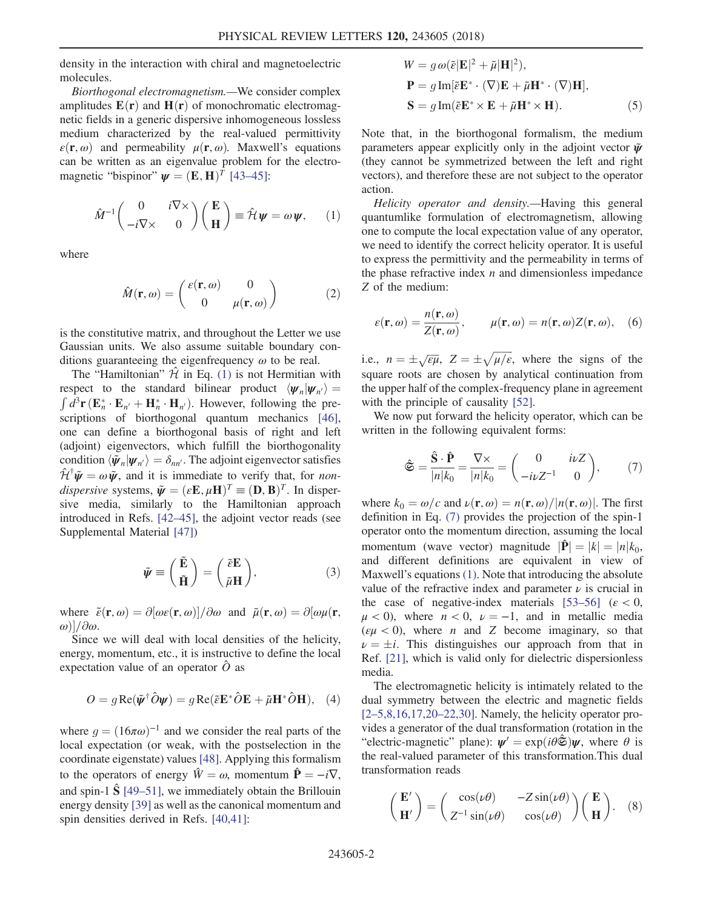density in the interaction with chiral and magnetoelectric molecules.

*Biorthogonal electromagnetism.*—We consider complex amplitudes $\mathbf{E}(\mathbf{r})$ and $\mathbf{H}(\mathbf{r})$ of monochromatic electromagnetic fields in a generic dispersive inhomogeneous lossless medium characterized by the real-valued permittivity $\varepsilon(\mathbf{r},\omega)$ and permeability $\mu(\mathbf{r},\omega)$. Maxwell's equations can be written as an eigenvalue problem for the electromagnetic "bispinor" $\boldsymbol{\psi} = (\mathbf{E},\mathbf{H})^T$ [43–45]:

$$\hat{M}^{-1}\begin{pmatrix} 0 & i\nabla\times \\ -i\nabla\times & 0 \end{pmatrix}\begin{pmatrix} \mathbf{E} \\ \mathbf{H} \end{pmatrix} \equiv \hat{\mathcal{H}}\boldsymbol{\psi} = \omega\boldsymbol{\psi}, \quad (1)$$

where

$$\hat{M}(\mathbf{r},\omega) = \begin{pmatrix} \varepsilon(\mathbf{r},\omega) & 0 \\ 0 & \mu(\mathbf{r},\omega) \end{pmatrix} \quad (2)$$

is the constitutive matrix, and throughout the Letter we use Gaussian units. We also assume suitable boundary conditions guaranteeing the eigenfrequency $\omega$ to be real.

The "Hamiltonian" $\hat{\mathcal{H}}$ in Eq. (1) is not Hermitian with respect to the standard bilinear product $\langle\boldsymbol{\psi}_n|\boldsymbol{\psi}_{n'}\rangle = \int d^3\mathbf{r}\,(\mathbf{E}_n^*\cdot\mathbf{E}_{n'} + \mathbf{H}_n^*\cdot\mathbf{H}_{n'})$. However, following the prescriptions of biorthogonal quantum mechanics [46], one can define a biorthogonal basis of right and left (adjoint) eigenvectors, which fulfill the biorthogonality condition $\langle\tilde{\boldsymbol{\psi}}_n|\boldsymbol{\psi}_{n'}\rangle = \delta_{nn'}$. The adjoint eigenvector satisfies $\hat{\mathcal{H}}^\dagger\tilde{\boldsymbol{\psi}} = \omega\tilde{\boldsymbol{\psi}}$, and it is immediate to verify that, for *non-dispersive* systems, $\tilde{\boldsymbol{\psi}} = (\varepsilon\mathbf{E},\mu\mathbf{H})^T \equiv (\mathbf{D},\mathbf{B})^T$. In dispersive media, similarly to the Hamiltonian approach introduced in Refs. [42–45], the adjoint vector reads (see Supplemental Material [47])

$$\tilde{\boldsymbol{\psi}} \equiv \begin{pmatrix} \tilde{\mathbf{E}} \\ \tilde{\mathbf{H}} \end{pmatrix} = \begin{pmatrix} \tilde{\varepsilon}\mathbf{E} \\ \tilde{\mu}\mathbf{H} \end{pmatrix}, \quad (3)$$

where $\tilde{\varepsilon}(\mathbf{r},\omega) = \partial[\omega\varepsilon(\mathbf{r},\omega)]/\partial\omega$ and $\tilde{\mu}(\mathbf{r},\omega) = \partial[\omega\mu(\mathbf{r},\omega)]/\partial\omega$.

Since we will deal with local densities of the helicity, energy, momentum, etc., it is instructive to define the local expectation value of an operator $\hat{O}$ as

$$O = g\,\mathrm{Re}(\tilde{\boldsymbol{\psi}}^\dagger\hat{O}\boldsymbol{\psi}) = g\,\mathrm{Re}(\tilde{\varepsilon}\mathbf{E}^*\hat{O}\mathbf{E} + \tilde{\mu}\mathbf{H}^*\hat{O}\mathbf{H}), \quad (4)$$

where $g = (16\pi\omega)^{-1}$ and we consider the real parts of the local expectation (or weak, with the postselection in the coordinate eigenstate) values [48]. Applying this formalism to the operators of energy $\hat{W} = \omega$, momentum $\hat{\mathbf{P}} = -i\nabla$, and spin-1 $\hat{\mathbf{S}}$ [49–51], we immediately obtain the Brillouin energy density [39] as well as the canonical momentum and spin densities derived in Refs. [40,41]:

$$\begin{aligned} W &= g\,\omega(\tilde{\varepsilon}|\mathbf{E}|^2 + \tilde{\mu}|\mathbf{H}|^2), \\ \mathbf{P} &= g\,\mathrm{Im}[\tilde{\varepsilon}\mathbf{E}^*\cdot(\nabla)\mathbf{E} + \tilde{\mu}\mathbf{H}^*\cdot(\nabla)\mathbf{H}], \\ \mathbf{S} &= g\,\mathrm{Im}(\tilde{\varepsilon}\mathbf{E}^*\times\mathbf{E} + \tilde{\mu}\mathbf{H}^*\times\mathbf{H}). \end{aligned} \quad (5)$$

Note that, in the biorthogonal formalism, the medium parameters appear explicitly only in the adjoint vector $\tilde{\boldsymbol{\psi}}$ (they cannot be symmetrized between the left and right vectors), and therefore these are not subject to the operator action.

*Helicity operator and density.*—Having this general quantumlike formulation of electromagnetism, allowing one to compute the local expectation value of any operator, we need to identify the correct helicity operator. It is useful to express the permittivity and the permeability in terms of the phase refractive index $n$ and dimensionless impedance $Z$ of the medium:

$$\varepsilon(\mathbf{r},\omega) = \frac{n(\mathbf{r},\omega)}{Z(\mathbf{r},\omega)}, \qquad \mu(\mathbf{r},\omega) = n(\mathbf{r},\omega)Z(\mathbf{r},\omega), \quad (6)$$

i.e., $n = \pm\sqrt{\varepsilon\mu}$, $Z = \pm\sqrt{\mu/\varepsilon}$, where the signs of the square roots are chosen by analytical continuation from the upper half of the complex-frequency plane in agreement with the principle of causality [52].

We now put forward the helicity operator, which can be written in the following equivalent forms:

$$\hat{\mathfrak{S}} = \frac{\hat{\mathbf{S}}\cdot\hat{\mathbf{P}}}{|n|k_0} = \frac{\nabla\times}{|n|k_0} = \begin{pmatrix} 0 & i\nu Z \\ -i\nu Z^{-1} & 0 \end{pmatrix}, \quad (7)$$

where $k_0 = \omega/c$ and $\nu(\mathbf{r},\omega) = n(\mathbf{r},\omega)/|n(\mathbf{r},\omega)|$. The first definition in Eq. (7) provides the projection of the spin-1 operator onto the momentum direction, assuming the local momentum (wave vector) magnitude $|\hat{\mathbf{P}}| = |k| = |n|k_0$, and different definitions are equivalent in view of Maxwell's equations (1). Note that introducing the absolute value of the refractive index and parameter $\nu$ is crucial in the case of negative-index materials [53–56] ($\varepsilon < 0$, $\mu < 0$), where $n < 0$, $\nu = -1$, and in metallic media ($\varepsilon\mu < 0$), where $n$ and $Z$ become imaginary, so that $\nu = \pm i$. This distinguishes our approach from that in Ref. [21], which is valid only for dielectric dispersionless media.

The electromagnetic helicity is intimately related to the dual symmetry between the electric and magnetic fields [2–5,8,16,17,20–22,30]. Namely, the helicity operator provides a generator of the dual transformation (rotation in the "electric-magnetic" plane): $\boldsymbol{\psi}' = \exp(i\theta\hat{\mathfrak{S}})\boldsymbol{\psi}$, where $\theta$ is the real-valued parameter of this transformation.This dual transformation reads

$$\begin{pmatrix} \mathbf{E}' \\ \mathbf{H}' \end{pmatrix} = \begin{pmatrix} \cos(\nu\theta) & -Z\sin(\nu\theta) \\ Z^{-1}\sin(\nu\theta) & \cos(\nu\theta) \end{pmatrix}\begin{pmatrix} \mathbf{E} \\ \mathbf{H} \end{pmatrix}. \quad (8)$$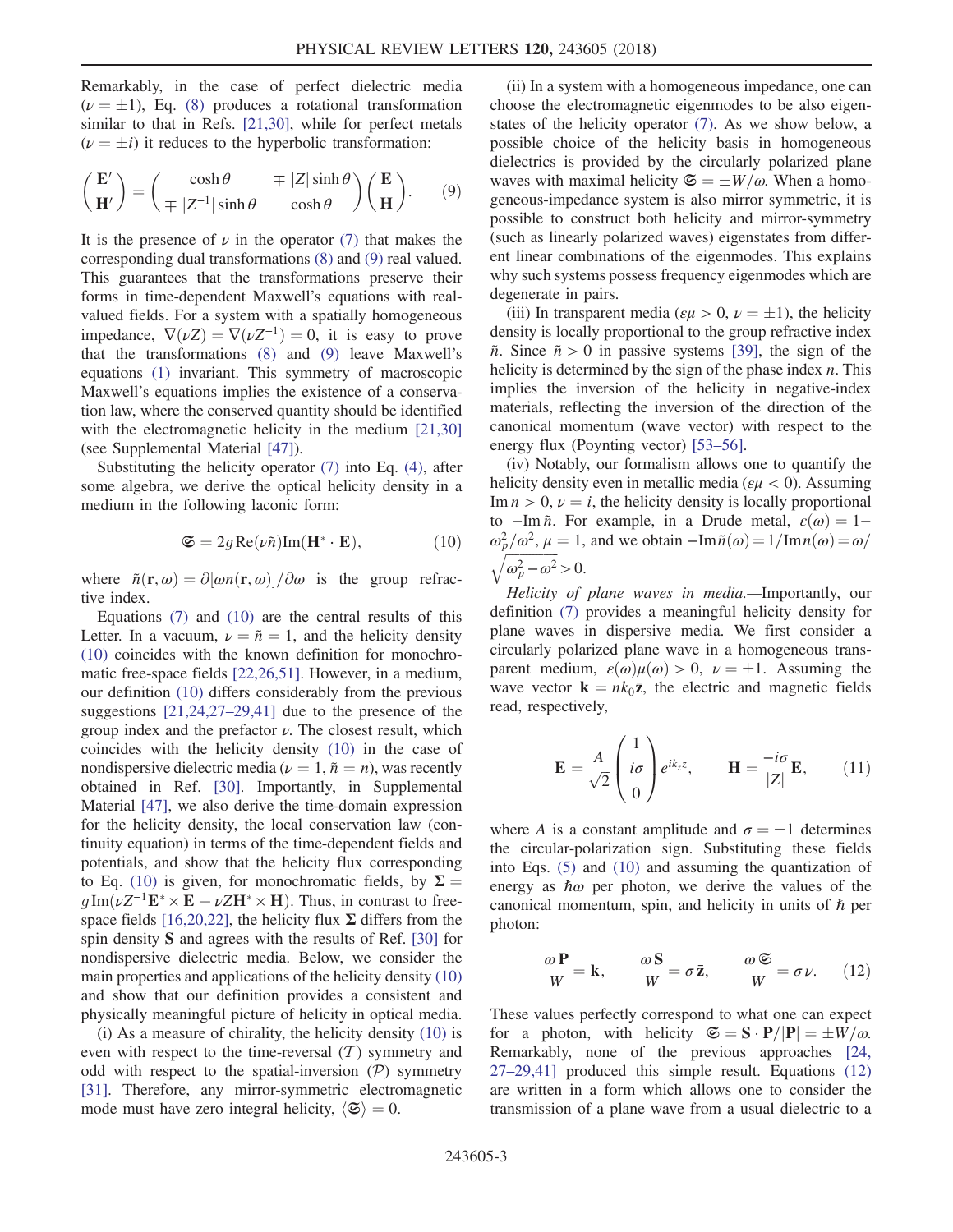Remarkably, in the case of perfect dielectric media ($\nu = \pm 1$), Eq. (8) produces a rotational transformation similar to that in Refs. [21,30], while for perfect metals ($\nu = \pm i$) it reduces to the hyperbolic transformation:

$$\begin{pmatrix} \mathbf{E}' \\ \mathbf{H}' \end{pmatrix} = \begin{pmatrix} \cosh\theta & \mp |Z| \sinh\theta \\ \mp |Z^{-1}| \sinh\theta & \cosh\theta \end{pmatrix} \begin{pmatrix} \mathbf{E} \\ \mathbf{H} \end{pmatrix}. \tag{9}$$

It is the presence of $\nu$ in the operator (7) that makes the corresponding dual transformations (8) and (9) real valued. This guarantees that the transformations preserve their forms in time-dependent Maxwell's equations with real-valued fields. For a system with a spatially homogeneous impedance, $\nabla(\nu Z) = \nabla(\nu Z^{-1}) = 0$, it is easy to prove that the transformations (8) and (9) leave Maxwell's equations (1) invariant. This symmetry of macroscopic Maxwell's equations implies the existence of a conservation law, where the conserved quantity should be identified with the electromagnetic helicity in the medium [21,30] (see Supplemental Material [47]).

Substituting the helicity operator (7) into Eq. (4), after some algebra, we derive the optical helicity density in a medium in the following laconic form:

$$\mathfrak{S} = 2g \operatorname{Re}(\nu\tilde{n}) \operatorname{Im}(\mathbf{H}^* \cdot \mathbf{E}), \tag{10}$$

where $\tilde{n}(\mathbf{r},\omega) = \partial[\omega n(\mathbf{r},\omega)]/\partial\omega$ is the group refractive index.

Equations (7) and (10) are the central results of this Letter. In a vacuum, $\nu = \tilde{n} = 1$, and the helicity density (10) coincides with the known definition for monochromatic free-space fields [22,26,51]. However, in a medium, our definition (10) differs considerably from the previous suggestions [21,24,27–29,41] due to the presence of the group index and the prefactor $\nu$. The closest result, which coincides with the helicity density (10) in the case of nondispersive dielectric media ($\nu = 1$, $\tilde{n} = n$), was recently obtained in Ref. [30]. Importantly, in Supplemental Material [47], we also derive the time-domain expression for the helicity density, the local conservation law (continuity equation) in terms of the time-dependent fields and potentials, and show that the helicity flux corresponding to Eq. (10) is given, for monochromatic fields, by $\boldsymbol{\Sigma} = g \operatorname{Im}(\nu Z^{-1}\mathbf{E}^* \times \mathbf{E} + \nu Z \mathbf{H}^* \times \mathbf{H})$. Thus, in contrast to free-space fields [16,20,22], the helicity flux $\boldsymbol{\Sigma}$ differs from the spin density $\mathbf{S}$ and agrees with the results of Ref. [30] for nondispersive dielectric media. Below, we consider the main properties and applications of the helicity density (10) and show that our definition provides a consistent and physically meaningful picture of helicity in optical media.

(i) As a measure of chirality, the helicity density (10) is even with respect to the time-reversal ($\mathcal{T}$) symmetry and odd with respect to the spatial-inversion ($\mathcal{P}$) symmetry [31]. Therefore, any mirror-symmetric electromagnetic mode must have zero integral helicity, $\langle \mathfrak{S} \rangle = 0$.

(ii) In a system with a homogeneous impedance, one can choose the electromagnetic eigenmodes to be also eigenstates of the helicity operator (7). As we show below, a possible choice of the helicity basis in homogeneous dielectrics is provided by the circularly polarized plane waves with maximal helicity $\mathfrak{S} = \pm W/\omega$. When a homogeneous-impedance system is also mirror symmetric, it is possible to construct both helicity and mirror-symmetry (such as linearly polarized waves) eigenstates from different linear combinations of the eigenmodes. This explains why such systems possess frequency eigenmodes which are degenerate in pairs.

(iii) In transparent media ($\varepsilon\mu > 0$, $\nu = \pm 1$), the helicity density is locally proportional to the group refractive index $\tilde{n}$. Since $\tilde{n} > 0$ in passive systems [39], the sign of the helicity is determined by the sign of the phase index $n$. This implies the inversion of the helicity in negative-index materials, reflecting the inversion of the direction of the canonical momentum (wave vector) with respect to the energy flux (Poynting vector) [53–56].

(iv) Notably, our formalism allows one to quantify the helicity density even in metallic media ($\varepsilon\mu < 0$). Assuming $\operatorname{Im} n > 0$, $\nu = i$, the helicity density is locally proportional to $-\operatorname{Im}\tilde{n}$. For example, in a Drude metal, $\varepsilon(\omega) = 1 - \omega_p^2/\omega^2$, $\mu = 1$, and we obtain $-\operatorname{Im}\tilde{n}(\omega) = 1/\operatorname{Im} n(\omega) = \omega/\sqrt{\omega_p^2 - \omega^2} > 0$.

*Helicity of plane waves in media.*—Importantly, our definition (7) provides a meaningful helicity density for plane waves in dispersive media. We first consider a circularly polarized plane wave in a homogeneous transparent medium, $\varepsilon(\omega)\mu(\omega) > 0$, $\nu = \pm 1$. Assuming the wave vector $\mathbf{k} = n k_0 \bar{\mathbf{z}}$, the electric and magnetic fields read, respectively,

$$\mathbf{E} = \frac{A}{\sqrt{2}} \begin{pmatrix} 1 \\ i\sigma \\ 0 \end{pmatrix} e^{ik_z z}, \qquad \mathbf{H} = \frac{-i\sigma}{|Z|}\mathbf{E}, \tag{11}$$

where $A$ is a constant amplitude and $\sigma = \pm 1$ determines the circular-polarization sign. Substituting these fields into Eqs. (5) and (10) and assuming the quantization of energy as $\hbar\omega$ per photon, we derive the values of the canonical momentum, spin, and helicity in units of $\hbar$ per photon:

$$\frac{\omega \mathbf{P}}{W} = \mathbf{k}, \qquad \frac{\omega \mathbf{S}}{W} = \sigma \bar{\mathbf{z}}, \qquad \frac{\omega \mathfrak{S}}{W} = \sigma\nu. \tag{12}$$

These values perfectly correspond to what one can expect for a photon, with helicity $\mathfrak{S} = \mathbf{S} \cdot \mathbf{P}/|\mathbf{P}| = \pm W/\omega$. Remarkably, none of the previous approaches [24, 27–29,41] produced this simple result. Equations (12) are written in a form which allows one to consider the transmission of a plane wave from a usual dielectric to a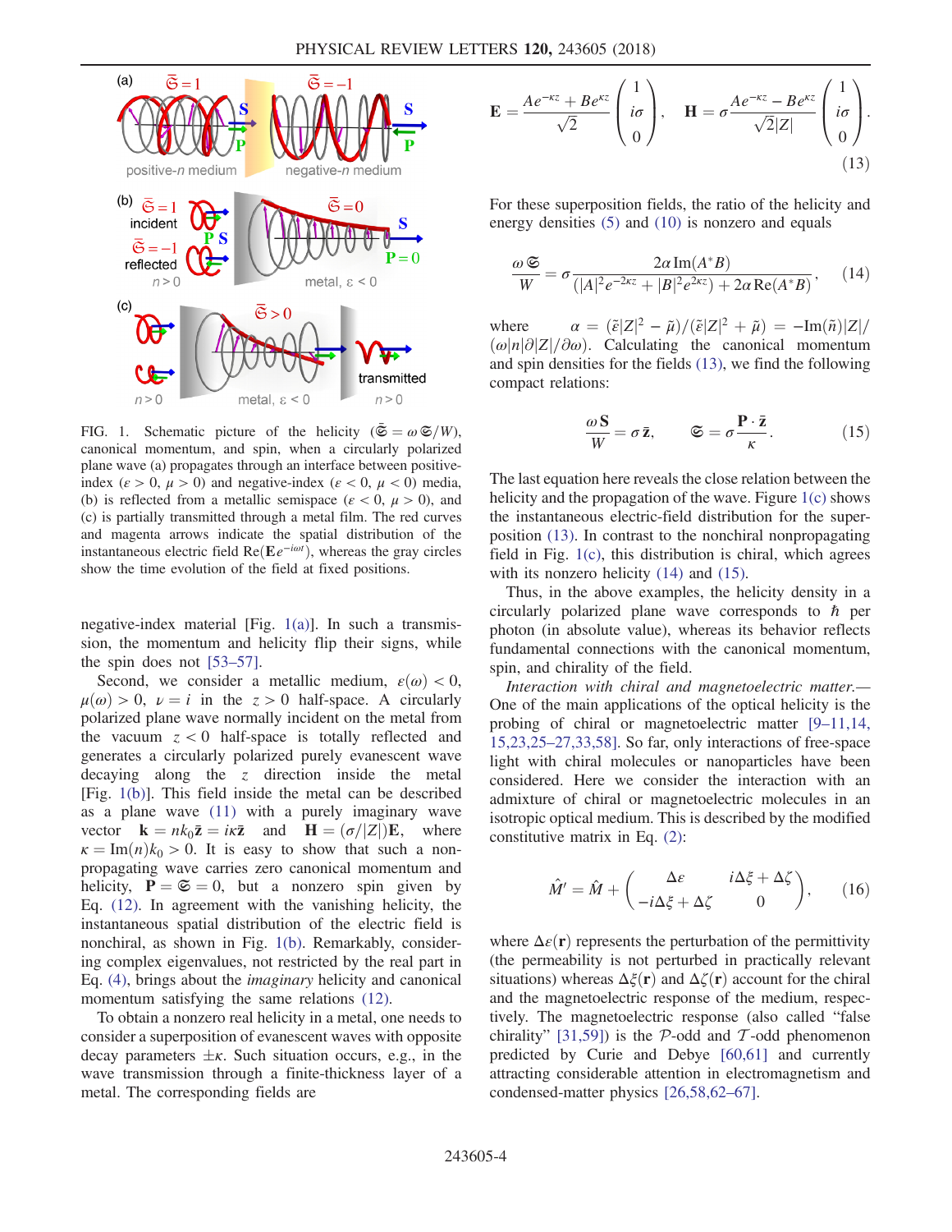FIG. 1. Schematic picture of the helicity ($\bar{\mathfrak{S}} = \omega \mathfrak{S}/W$), canonical momentum, and spin, when a circularly polarized plane wave (a) propagates through an interface between positive-index ($\varepsilon > 0$, $\mu > 0$) and negative-index ($\varepsilon < 0$, $\mu < 0$) media, (b) is reflected from a metallic semispace ($\varepsilon < 0$, $\mu > 0$), and (c) is partially transmitted through a metal film. The red curves and magenta arrows indicate the spatial distribution of the instantaneous electric field $\mathrm{Re}(\mathbf{E}e^{-i\omega t})$, whereas the gray circles show the time evolution of the field at fixed positions.

negative-index material [Fig. 1(a)]. In such a transmission, the momentum and helicity flip their signs, while the spin does not [53–57].

Second, we consider a metallic medium, $\varepsilon(\omega) < 0$, $\mu(\omega) > 0$, $\nu = i$ in the $z > 0$ half-space. A circularly polarized plane wave normally incident on the metal from the vacuum $z < 0$ half-space is totally reflected and generates a circularly polarized purely evanescent wave decaying along the $z$ direction inside the metal [Fig. 1(b)]. This field inside the metal can be described as a plane wave (11) with a purely imaginary wave vector $\mathbf{k} = nk_0\bar{\mathbf{z}} = i\kappa\bar{\mathbf{z}}$ and $\mathbf{H} = (\sigma/|Z|)\mathbf{E}$, where $\kappa = \mathrm{Im}(n)k_0 > 0$. It is easy to show that such a nonpropagating wave carries zero canonical momentum and helicity, $\mathbf{P} = \mathfrak{S} = 0$, but a nonzero spin given by Eq. (12). In agreement with the vanishing helicity, the instantaneous spatial distribution of the electric field is nonchiral, as shown in Fig. 1(b). Remarkably, considering complex eigenvalues, not restricted by the real part in Eq. (4), brings about the *imaginary* helicity and canonical momentum satisfying the same relations (12).

To obtain a nonzero real helicity in a metal, one needs to consider a superposition of evanescent waves with opposite decay parameters $\pm\kappa$. Such situation occurs, e.g., in the wave transmission through a finite-thickness layer of a metal. The corresponding fields are

$$\mathbf{E} = \frac{Ae^{-\kappa z} + Be^{\kappa z}}{\sqrt{2}}\begin{pmatrix} 1 \\ i\sigma \\ 0 \end{pmatrix}, \quad \mathbf{H} = \sigma\frac{Ae^{-\kappa z} - Be^{\kappa z}}{\sqrt{2}|Z|}\begin{pmatrix} 1 \\ i\sigma \\ 0 \end{pmatrix}. \tag{13}$$

For these superposition fields, the ratio of the helicity and energy densities (5) and (10) is nonzero and equals

$$\frac{\omega\mathfrak{S}}{W} = \sigma\frac{2\alpha\,\mathrm{Im}(A^*B)}{(|A|^2e^{-2\kappa z} + |B|^2e^{2\kappa z}) + 2\alpha\,\mathrm{Re}(A^*B)}, \tag{14}$$

where $\alpha = (\tilde{\varepsilon}|Z|^2 - \tilde{\mu})/(\tilde{\varepsilon}|Z|^2 + \tilde{\mu}) = -\mathrm{Im}(\tilde{n})|Z|/(\omega|n|\partial|Z|/\partial\omega)$. Calculating the canonical momentum and spin densities for the fields (13), we find the following compact relations:

$$\frac{\omega\mathbf{S}}{W} = \sigma\,\bar{\mathbf{z}}, \qquad \mathfrak{S} = \sigma\frac{\mathbf{P}\cdot\bar{\mathbf{z}}}{\kappa}. \tag{15}$$

The last equation here reveals the close relation between the helicity and the propagation of the wave. Figure 1(c) shows the instantaneous electric-field distribution for the superposition (13). In contrast to the nonchiral nonpropagating field in Fig. 1(c), this distribution is chiral, which agrees with its nonzero helicity (14) and (15).

Thus, in the above examples, the helicity density in a circularly polarized plane wave corresponds to $\hbar$ per photon (in absolute value), whereas its behavior reflects fundamental connections with the canonical momentum, spin, and chirality of the field.

*Interaction with chiral and magnetoelectric matter.*— One of the main applications of the optical helicity is the probing of chiral or magnetoelectric matter [9–11,14, 15,23,25–27,33,58]. So far, only interactions of free-space light with chiral molecules or nanoparticles have been considered. Here we consider the interaction with an admixture of chiral or magnetoelectric molecules in an isotropic optical medium. This is described by the modified constitutive matrix in Eq. (2):

$$\hat{M}' = \hat{M} + \begin{pmatrix} \Delta\varepsilon & i\Delta\xi + \Delta\zeta \\ -i\Delta\xi + \Delta\zeta & 0 \end{pmatrix}, \tag{16}$$

where $\Delta\varepsilon(\mathbf{r})$ represents the perturbation of the permittivity (the permeability is not perturbed in practically relevant situations) whereas $\Delta\xi(\mathbf{r})$ and $\Delta\zeta(\mathbf{r})$ account for the chiral and the magnetoelectric response of the medium, respectively. The magnetoelectric response (also called "false chirality" [31,59]) is the $\mathcal{P}$-odd and $\mathcal{T}$-odd phenomenon predicted by Curie and Debye [60,61] and currently attracting considerable attention in electromagnetism and condensed-matter physics [26,58,62–67].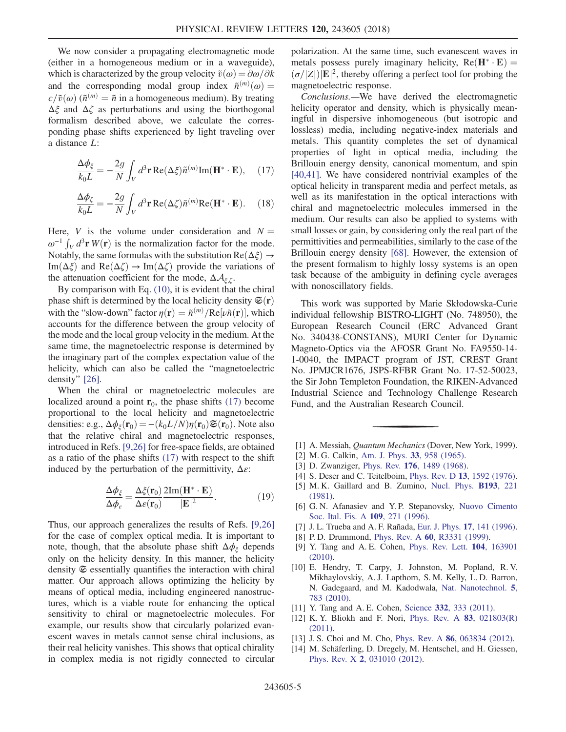We now consider a propagating electromagnetic mode (either in a homogeneous medium or in a waveguide), which is characterized by the group velocity $\tilde{v}(\omega) = \partial\omega/\partial k$ and the corresponding modal group index $\tilde{n}^{(m)}(\omega) = c/\tilde{v}(\omega)$ ($\tilde{n}^{(m)} = \tilde{n}$ in a homogeneous medium). By treating $\Delta\xi$ and $\Delta\zeta$ as perturbations and using the biorthogonal formalism described above, we calculate the corresponding phase shifts experienced by light traveling over a distance $L$:

$$\frac{\Delta\phi_\xi}{k_0 L} = -\frac{2g}{N}\int_V d^3\mathbf{r}\,\mathrm{Re}(\Delta\xi)\tilde{n}^{(m)}\mathrm{Im}(\mathbf{H}^*\cdot\mathbf{E}), \quad (17)$$

$$\frac{\Delta\phi_\zeta}{k_0 L} = -\frac{2g}{N}\int_V d^3\mathbf{r}\,\mathrm{Re}(\Delta\zeta)\tilde{n}^{(m)}\mathrm{Re}(\mathbf{H}^*\cdot\mathbf{E}). \quad (18)$$

Here, $V$ is the volume under consideration and $N = \omega^{-1}\int_V d^3\mathbf{r}\,W(\mathbf{r})$ is the normalization factor for the mode. Notably, the same formulas with the substitution $\mathrm{Re}(\Delta\xi) \to \mathrm{Im}(\Delta\xi)$ and $\mathrm{Re}(\Delta\zeta) \to \mathrm{Im}(\Delta\zeta)$ provide the variations of the attenuation coefficient for the mode, $\Delta\mathcal{A}_{\xi,\zeta}$.

By comparison with Eq. (10), it is evident that the chiral phase shift is determined by the local helicity density $\mathfrak{S}(\mathbf{r})$ with the "slow-down" factor $\eta(\mathbf{r}) = \tilde{n}^{(m)}/\mathrm{Re}[\nu\tilde{n}(\mathbf{r})]$, which accounts for the difference between the group velocity of the mode and the local group velocity in the medium. At the same time, the magnetoelectric response is determined by the imaginary part of the complex expectation value of the helicity, which can also be called the "magnetoelectric density" [26].

When the chiral or magnetoelectric molecules are localized around a point $\mathbf{r}_0$, the phase shifts (17) become proportional to the local helicity and magnetoelectric densities: e.g., $\Delta\phi_\xi(\mathbf{r}_0) = -(k_0 L/N)\eta(\mathbf{r}_0)\mathfrak{S}(\mathbf{r}_0)$. Note also that the relative chiral and magnetoelectric responses, introduced in Refs. [9,26] for free-space fields, are obtained as a ratio of the phase shifts (17) with respect to the shift induced by the perturbation of the permittivity, $\Delta\varepsilon$:

$$\frac{\Delta\phi_\xi}{\Delta\phi_\varepsilon} = \frac{\Delta\xi(\mathbf{r}_0)}{\Delta\varepsilon(\mathbf{r}_0)}\frac{2\mathrm{Im}(\mathbf{H}^*\cdot\mathbf{E})}{|\mathbf{E}|^2}. \quad (19)$$

Thus, our approach generalizes the results of Refs. [9,26] for the case of complex optical media. It is important to note, though, that the absolute phase shift $\Delta\phi_\xi$ depends only on the helicity density. In this manner, the helicity density $\mathfrak{S}$ essentially quantifies the interaction with chiral matter. Our approach allows optimizing the helicity by means of optical media, including engineered nanostructures, which is a viable route for enhancing the optical sensitivity to chiral or magnetoelectric molecules. For example, our results show that circularly polarized evanescent waves in metals cannot sense chiral inclusions, as their real helicity vanishes. This shows that optical chirality in complex media is not rigidly connected to circular polarization. At the same time, such evanescent waves in metals possess purely imaginary helicity, $\mathrm{Re}(\mathbf{H}^*\cdot\mathbf{E}) = (\sigma/|Z|)|\mathbf{E}|^2$, thereby offering a perfect tool for probing the magnetoelectric response.

*Conclusions.*—We have derived the electromagnetic helicity operator and density, which is physically meaningful in dispersive inhomogeneous (but isotropic and lossless) media, including negative-index materials and metals. This quantity completes the set of dynamical properties of light in optical media, including the Brillouin energy density, canonical momentum, and spin [40,41]. We have considered nontrivial examples of the optical helicity in transparent media and perfect metals, as well as its manifestation in the optical interactions with chiral and magnetoelectric molecules immersed in the medium. Our results can also be applied to systems with small losses or gain, by considering only the real part of the permittivities and permeabilities, similarly to the case of the Brillouin energy density [68]. However, the extension of the present formalism to highly lossy systems is an open task because of the ambiguity in defining cycle averages with nonoscillatory fields.

This work was supported by Marie Skłodowska-Curie individual fellowship BISTRO-LIGHT (No. 748950), the European Research Council (ERC Advanced Grant No. 340438-CONSTANS), MURI Center for Dynamic Magneto-Optics via the AFOSR Grant No. FA9550-14-1-0040, the IMPACT program of JST, CREST Grant No. JPMJCR1676, JSPS-RFBR Grant No. 17-52-50023, the Sir John Templeton Foundation, the RIKEN-Advanced Industrial Science and Technology Challenge Research Fund, and the Australian Research Council.

[1] A. Messiah, *Quantum Mechanics* (Dover, New York, 1999).
[2] M. G. Calkin, Am. J. Phys. **33**, 958 (1965).
[3] D. Zwanziger, Phys. Rev. **176**, 1489 (1968).
[4] S. Deser and C. Teitelboim, Phys. Rev. D **13**, 1592 (1976).
[5] M. K. Gaillard and B. Zumino, Nucl. Phys. **B193**, 221 (1981).
[6] G. N. Afanasiev and Y. P. Stepanovsky, Nuovo Cimento Soc. Ital. Fis. A **109**, 271 (1996).
[7] J. L. Trueba and A. F. Rañada, Eur. J. Phys. **17**, 141 (1996).
[8] P. D. Drummond, Phys. Rev. A **60**, R3331 (1999).
[9] Y. Tang and A. E. Cohen, Phys. Rev. Lett. **104**, 163901 (2010).
[10] E. Hendry, T. Carpy, J. Johnston, M. Popland, R. V. Mikhaylovskiy, A. J. Lapthorn, S. M. Kelly, L. D. Barron, N. Gadegaard, and M. Kadodwala, Nat. Nanotechnol. **5**, 783 (2010).
[11] Y. Tang and A. E. Cohen, Science **332**, 333 (2011).
[12] K. Y. Bliokh and F. Nori, Phys. Rev. A **83**, 021803(R) (2011).
[13] J. S. Choi and M. Cho, Phys. Rev. A **86**, 063834 (2012).
[14] M. Schäferling, D. Dregely, M. Hentschel, and H. Giessen, Phys. Rev. X **2**, 031010 (2012).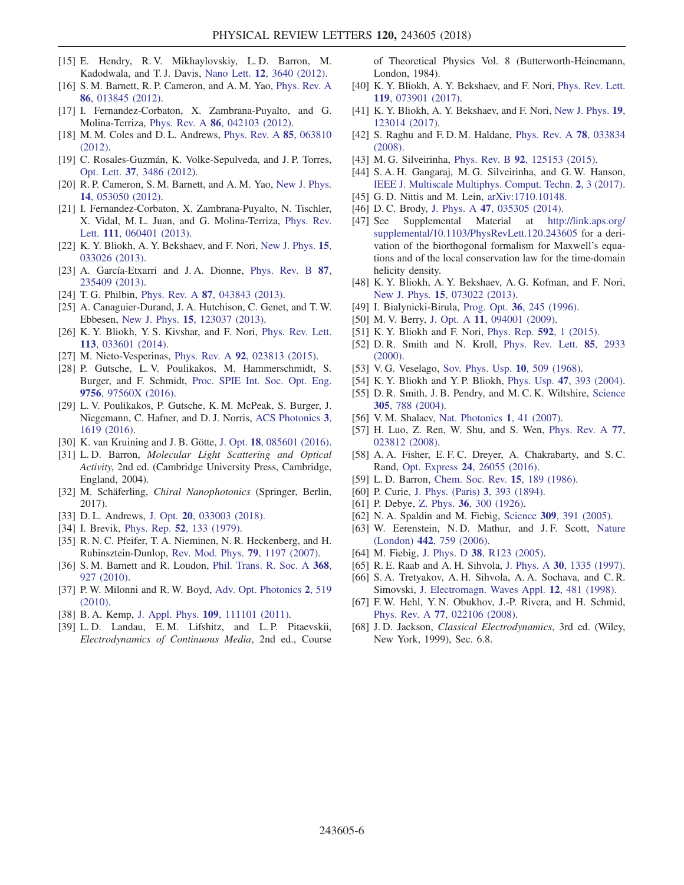[15] E. Hendry, R. V. Mikhaylovskiy, L. D. Barron, M. Kadodwala, and T. J. Davis, Nano Lett. **12**, 3640 (2012).

[16] S. M. Barnett, R. P. Cameron, and A. M. Yao, Phys. Rev. A **86**, 013845 (2012).

[17] I. Fernandez-Corbaton, X. Zambrana-Puyalto, and G. Molina-Terriza, Phys. Rev. A **86**, 042103 (2012).

[18] M. M. Coles and D. L. Andrews, Phys. Rev. A **85**, 063810 (2012).

[19] C. Rosales-Guzmán, K. Volke-Sepulveda, and J. P. Torres, Opt. Lett. **37**, 3486 (2012).

[20] R. P. Cameron, S. M. Barnett, and A. M. Yao, New J. Phys. **14**, 053050 (2012).

[21] I. Fernandez-Corbaton, X. Zambrana-Puyalto, N. Tischler, X. Vidal, M. L. Juan, and G. Molina-Terriza, Phys. Rev. Lett. **111**, 060401 (2013).

[22] K. Y. Bliokh, A. Y. Bekshaev, and F. Nori, New J. Phys. **15**, 033026 (2013).

[23] A. García-Etxarri and J. A. Dionne, Phys. Rev. B **87**, 235409 (2013).

[24] T. G. Philbin, Phys. Rev. A **87**, 043843 (2013).

[25] A. Canaguier-Durand, J. A. Hutchison, C. Genet, and T. W. Ebbesen, New J. Phys. **15**, 123037 (2013).

[26] K. Y. Bliokh, Y. S. Kivshar, and F. Nori, Phys. Rev. Lett. **113**, 033601 (2014).

[27] M. Nieto-Vesperinas, Phys. Rev. A **92**, 023813 (2015).

[28] P. Gutsche, L. V. Poulikakos, M. Hammerschmidt, S. Burger, and F. Schmidt, Proc. SPIE Int. Soc. Opt. Eng. **9756**, 97560X (2016).

[29] L. V. Poulikakos, P. Gutsche, K. M. McPeak, S. Burger, J. Niegemann, C. Hafner, and D. J. Norris, ACS Photonics **3**, 1619 (2016).

[30] K. van Kruining and J. B. Götte, J. Opt. **18**, 085601 (2016).

[31] L. D. Barron, *Molecular Light Scattering and Optical Activity*, 2nd ed. (Cambridge University Press, Cambridge, England, 2004).

[32] M. Schäferling, *Chiral Nanophotonics* (Springer, Berlin, 2017).

[33] D. L. Andrews, J. Opt. **20**, 033003 (2018).

[34] I. Brevik, Phys. Rep. **52**, 133 (1979).

[35] R. N. C. Pfeifer, T. A. Nieminen, N. R. Heckenberg, and H. Rubinsztein-Dunlop, Rev. Mod. Phys. **79**, 1197 (2007).

[36] S. M. Barnett and R. Loudon, Phil. Trans. R. Soc. A **368**, 927 (2010).

[37] P. W. Milonni and R. W. Boyd, Adv. Opt. Photonics **2**, 519 (2010).

[38] B. A. Kemp, J. Appl. Phys. **109**, 111101 (2011).

[39] L. D. Landau, E. M. Lifshitz, and L. P. Pitaevskii, *Electrodynamics of Continuous Media*, 2nd ed., Course of Theoretical Physics Vol. 8 (Butterworth-Heinemann, London, 1984).

[40] K. Y. Bliokh, A. Y. Bekshaev, and F. Nori, Phys. Rev. Lett. **119**, 073901 (2017).

[41] K. Y. Bliokh, A. Y. Bekshaev, and F. Nori, New J. Phys. **19**, 123014 (2017).

[42] S. Raghu and F. D. M. Haldane, Phys. Rev. A **78**, 033834 (2008).

[43] M. G. Silveirinha, Phys. Rev. B **92**, 125153 (2015).

[44] S. A. H. Gangaraj, M. G. Silveirinha, and G. W. Hanson, IEEE J. Multiscale Multiphys. Comput. Techn. **2**, 3 (2017).

[45] G. D. Nittis and M. Lein, arXiv:1710.10148.

[46] D. C. Brody, J. Phys. A **47**, 035305 (2014).

[47] See Supplemental Material at http://link.aps.org/supplemental/10.1103/PhysRevLett.120.243605 for a derivation of the biorthogonal formalism for Maxwell's equations and of the local conservation law for the time-domain helicity density.

[48] K. Y. Bliokh, A. Y. Bekshaev, A. G. Kofman, and F. Nori, New J. Phys. **15**, 073022 (2013).

[49] I. Bialynicki-Birula, Prog. Opt. **36**, 245 (1996).

[50] M. V. Berry, J. Opt. A **11**, 094001 (2009).

[51] K. Y. Bliokh and F. Nori, Phys. Rep. **592**, 1 (2015).

[52] D. R. Smith and N. Kroll, Phys. Rev. Lett. **85**, 2933 (2000).

[53] V. G. Veselago, Sov. Phys. Usp. **10**, 509 (1968).

[54] K. Y. Bliokh and Y. P. Bliokh, Phys. Usp. **47**, 393 (2004).

[55] D. R. Smith, J. B. Pendry, and M. C. K. Wiltshire, Science **305**, 788 (2004).

[56] V. M. Shalaev, Nat. Photonics **1**, 41 (2007).

[57] H. Luo, Z. Ren, W. Shu, and S. Wen, Phys. Rev. A **77**, 023812 (2008).

[58] A. A. Fisher, E. F. C. Dreyer, A. Chakrabarty, and S. C. Rand, Opt. Express **24**, 26055 (2016).

[59] L. D. Barron, Chem. Soc. Rev. **15**, 189 (1986).

[60] P. Curie, J. Phys. (Paris) **3**, 393 (1894).

[61] P. Debye, Z. Phys. **36**, 300 (1926).

[62] N. A. Spaldin and M. Fiebig, Science **309**, 391 (2005).

[63] W. Eerenstein, N. D. Mathur, and J. F. Scott, Nature (London) **442**, 759 (2006).

[64] M. Fiebig, J. Phys. D **38**, R123 (2005).

[65] R. E. Raab and A. H. Sihvola, J. Phys. A **30**, 1335 (1997).

[66] S. A. Tretyakov, A. H. Sihvola, A. A. Sochava, and C. R. Simovski, J. Electromagn. Waves Appl. **12**, 481 (1998).

[67] F. W. Hehl, Y. N. Obukhov, J.-P. Rivera, and H. Schmid, Phys. Rev. A **77**, 022106 (2008).

[68] J. D. Jackson, *Classical Electrodynamics*, 3rd ed. (Wiley, New York, 1999), Sec. 6.8.